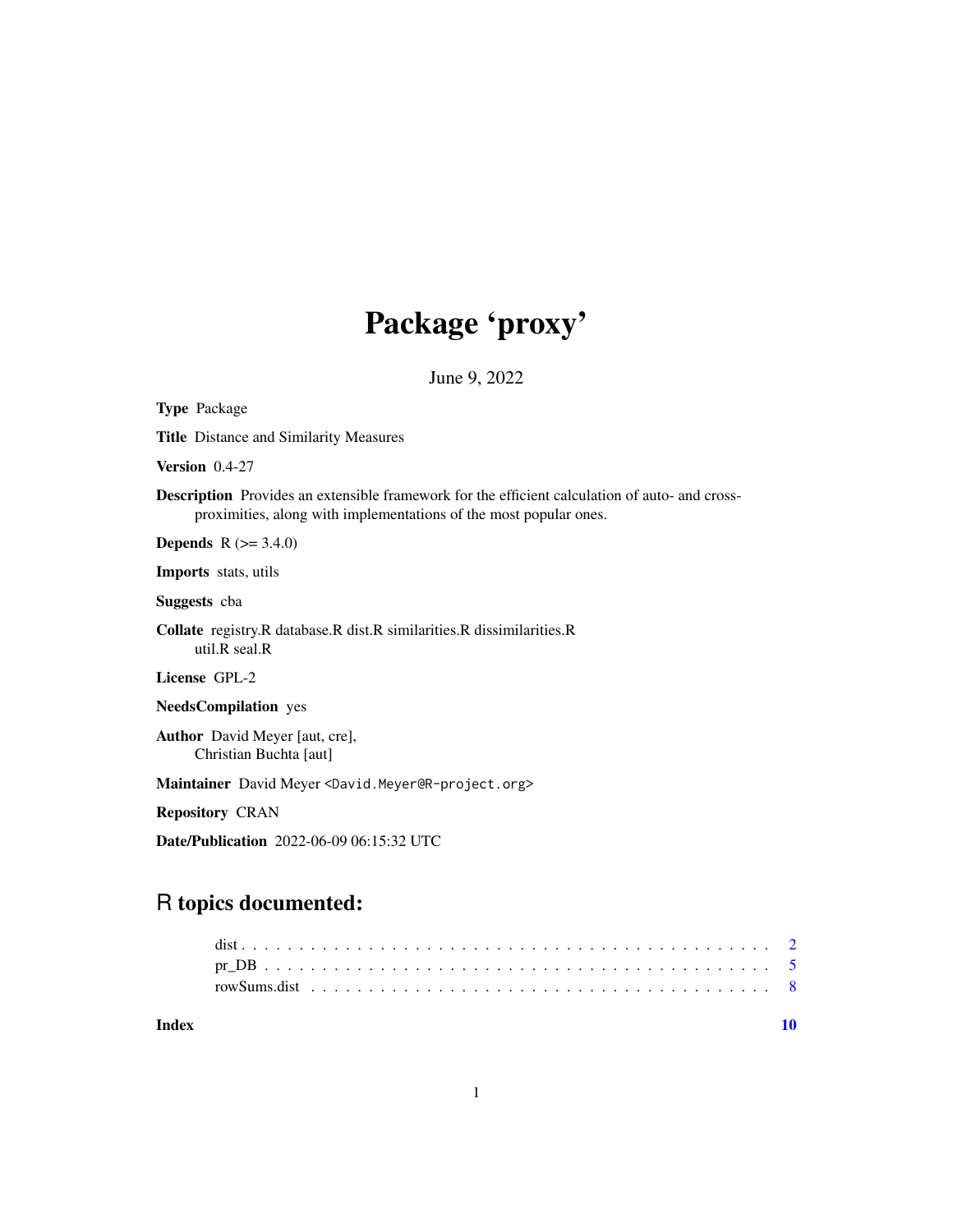# Package 'proxy'

June 9, 2022

**Type** Package

**Title** Distance and Similarity Measures

**Version** 0.4-27

**Description** Provides an extensible framework for the efficient calculation of auto- and cross-proximities, along with implementations of the most popular ones.

**Depends** R (>= 3.4.0)

**Imports** stats, utils

**Suggests** cba

**Collate** registry.R database.R dist.R similarities.R dissimilarities.R util.R seal.R

**License** GPL-2

**NeedsCompilation** yes

**Author** David Meyer [aut, cre], Christian Buchta [aut]

**Maintainer** David Meyer <David.Meyer@R-project.org>

**Repository** CRAN

**Date/Publication** 2022-06-09 06:15:32 UTC

## R topics documented:

- dist . . . . . . . . . . . . . . . . . . . . . . . . . . . . . . . . . . . . . . . . . . . . 2
- pr_DB . . . . . . . . . . . . . . . . . . . . . . . . . . . . . . . . . . . . . . . . . . . 5
- rowSums.dist . . . . . . . . . . . . . . . . . . . . . . . . . . . . . . . . . . . . . . 8

**Index** **10**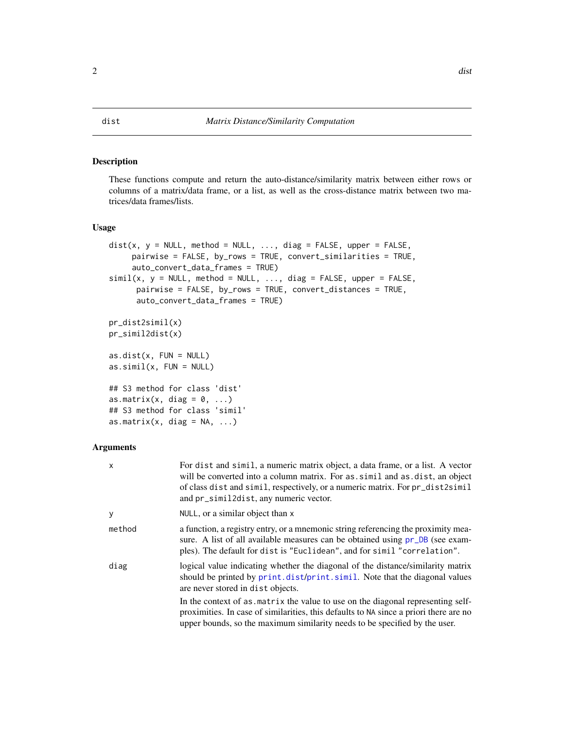## dist — *Matrix Distance/Similarity Computation*

### Description

These functions compute and return the auto-distance/similarity matrix between either rows or columns of a matrix/data frame, or a list, as well as the cross-distance matrix between two matrices/data frames/lists.

### Usage

```
dist(x, y = NULL, method = NULL, ..., diag = FALSE, upper = FALSE,
     pairwise = FALSE, by_rows = TRUE, convert_similarities = TRUE,
     auto_convert_data_frames = TRUE)
simil(x, y = NULL, method = NULL, ..., diag = FALSE, upper = FALSE,
      pairwise = FALSE, by_rows = TRUE, convert_distances = TRUE,
      auto_convert_data_frames = TRUE)

pr_dist2simil(x)
pr_simil2dist(x)

as.dist(x, FUN = NULL)
as.simil(x, FUN = NULL)

## S3 method for class 'dist'
as.matrix(x, diag = 0, ...)
## S3 method for class 'simil'
as.matrix(x, diag = NA, ...)
```

### Arguments

| | |
|---|---|
| x | For dist and simil, a numeric matrix object, a data frame, or a list. A vector will be converted into a column matrix. For as.simil and as.dist, an object of class dist and simil, respectively, or a numeric matrix. For pr_dist2simil and pr_simil2dist, any numeric vector. |
| y | NULL, or a similar object than x |
| method | a function, a registry entry, or a mnemonic string referencing the proximity measure. A list of all available measures can be obtained using pr_DB (see examples). The default for dist is "Euclidean", and for simil "correlation". |
| diag | logical value indicating whether the diagonal of the distance/similarity matrix should be printed by print.dist/print.simil. Note that the diagonal values are never stored in dist objects. <br><br> In the context of as.matrix the value to use on the diagonal representing self-proximities. In case of similarities, this defaults to NA since a priori there are no upper bounds, so the maximum similarity needs to be specified by the user. |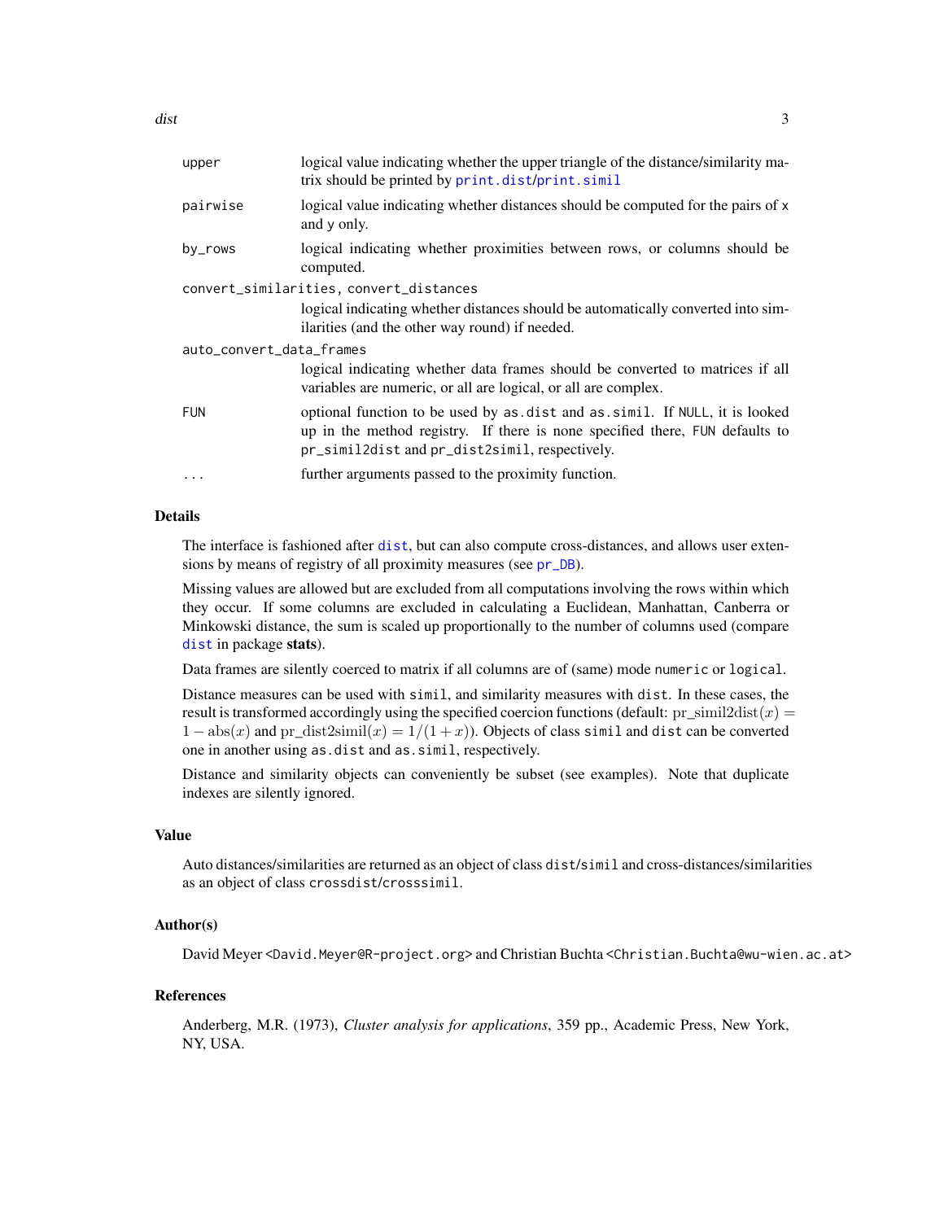| | |
|---|---|
| `upper` | logical value indicating whether the upper triangle of the distance/similarity matrix should be printed by `print.dist`/`print.simil` |
| `pairwise` | logical value indicating whether distances should be computed for the pairs of `x` and `y` only. |
| `by_rows` | logical indicating whether proximities between rows, or columns should be computed. |
| `convert_similarities, convert_distances` | logical indicating whether distances should be automatically converted into similarities (and the other way round) if needed. |
| `auto_convert_data_frames` | logical indicating whether data frames should be converted to matrices if all variables are numeric, or all are logical, or all are complex. |
| `FUN` | optional function to be used by `as.dist` and `as.simil`. If `NULL`, it is looked up in the method registry. If there is none specified there, `FUN` defaults to `pr_simil2dist` and `pr_dist2simil`, respectively. |
| `...` | further arguments passed to the proximity function. |

## Details

The interface is fashioned after `dist`, but can also compute cross-distances, and allows user extensions by means of registry of all proximity measures (see `pr_DB`).

Missing values are allowed but are excluded from all computations involving the rows within which they occur. If some columns are excluded in calculating a Euclidean, Manhattan, Canberra or Minkowski distance, the sum is scaled up proportionally to the number of columns used (compare `dist` in package **stats**).

Data frames are silently coerced to matrix if all columns are of (same) mode `numeric` or `logical`.

Distance measures can be used with `simil`, and similarity measures with `dist`. In these cases, the result is transformed accordingly using the specified coercion functions (default: $\mathrm{pr\_simil2dist}(x) = 1 - \mathrm{abs}(x)$ and $\mathrm{pr\_dist2simil}(x) = 1/(1+x)$). Objects of class `simil` and `dist` can be converted one in another using `as.dist` and `as.simil`, respectively.

Distance and similarity objects can conveniently be subset (see examples). Note that duplicate indexes are silently ignored.

## Value

Auto distances/similarities are returned as an object of class `dist`/`simil` and cross-distances/similarities as an object of class `crossdist`/`crosssimil`.

## Author(s)

David Meyer `<David.Meyer@R-project.org>` and Christian Buchta `<Christian.Buchta@wu-wien.ac.at>`

## References

Anderberg, M.R. (1973), *Cluster analysis for applications*, 359 pp., Academic Press, New York, NY, USA.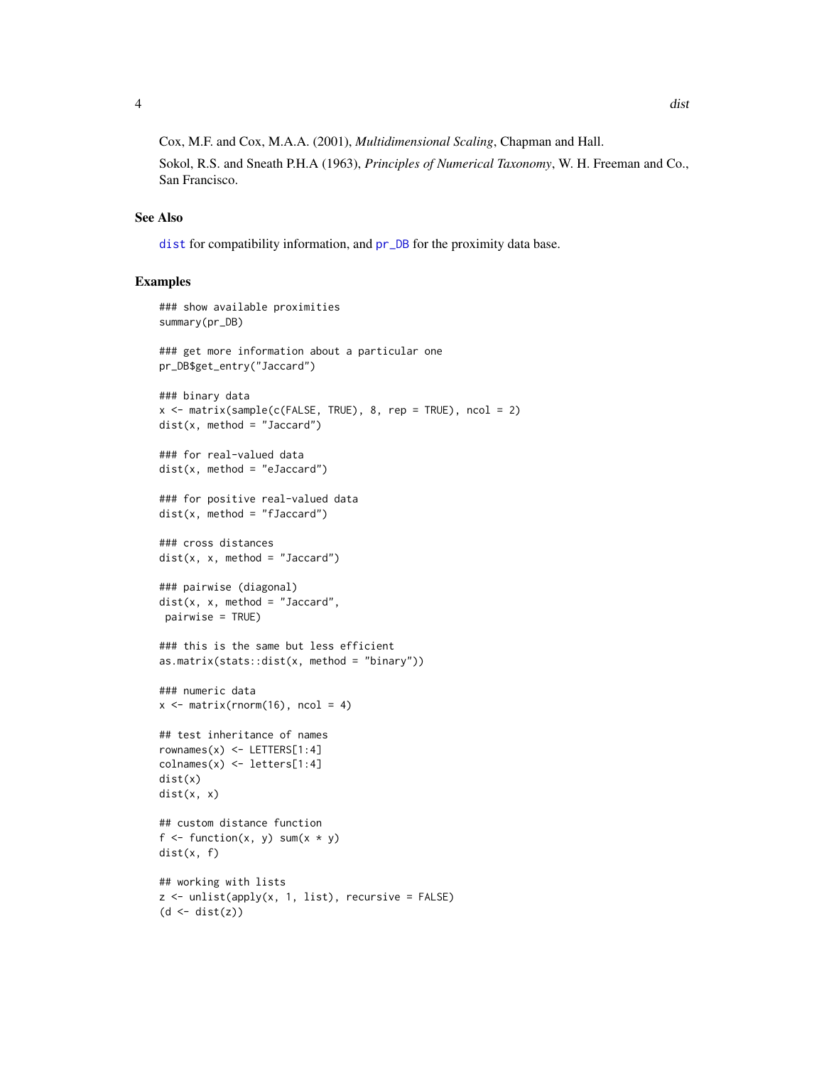Cox, M.F. and Cox, M.A.A. (2001), *Multidimensional Scaling*, Chapman and Hall.

Sokol, R.S. and Sneath P.H.A (1963), *Principles of Numerical Taxonomy*, W. H. Freeman and Co., San Francisco.

## See Also

dist for compatibility information, and pr_DB for the proximity data base.

## Examples

```
### show available proximities
summary(pr_DB)

### get more information about a particular one
pr_DB$get_entry("Jaccard")

### binary data
x <- matrix(sample(c(FALSE, TRUE), 8, rep = TRUE), ncol = 2)
dist(x, method = "Jaccard")

### for real-valued data
dist(x, method = "eJaccard")

### for positive real-valued data
dist(x, method = "fJaccard")

### cross distances
dist(x, x, method = "Jaccard")

### pairwise (diagonal)
dist(x, x, method = "Jaccard",
 pairwise = TRUE)

### this is the same but less efficient
as.matrix(stats::dist(x, method = "binary"))

### numeric data
x <- matrix(rnorm(16), ncol = 4)

## test inheritance of names
rownames(x) <- LETTERS[1:4]
colnames(x) <- letters[1:4]
dist(x)
dist(x, x)

## custom distance function
f <- function(x, y) sum(x * y)
dist(x, f)

## working with lists
z <- unlist(apply(x, 1, list), recursive = FALSE)
(d <- dist(z))
```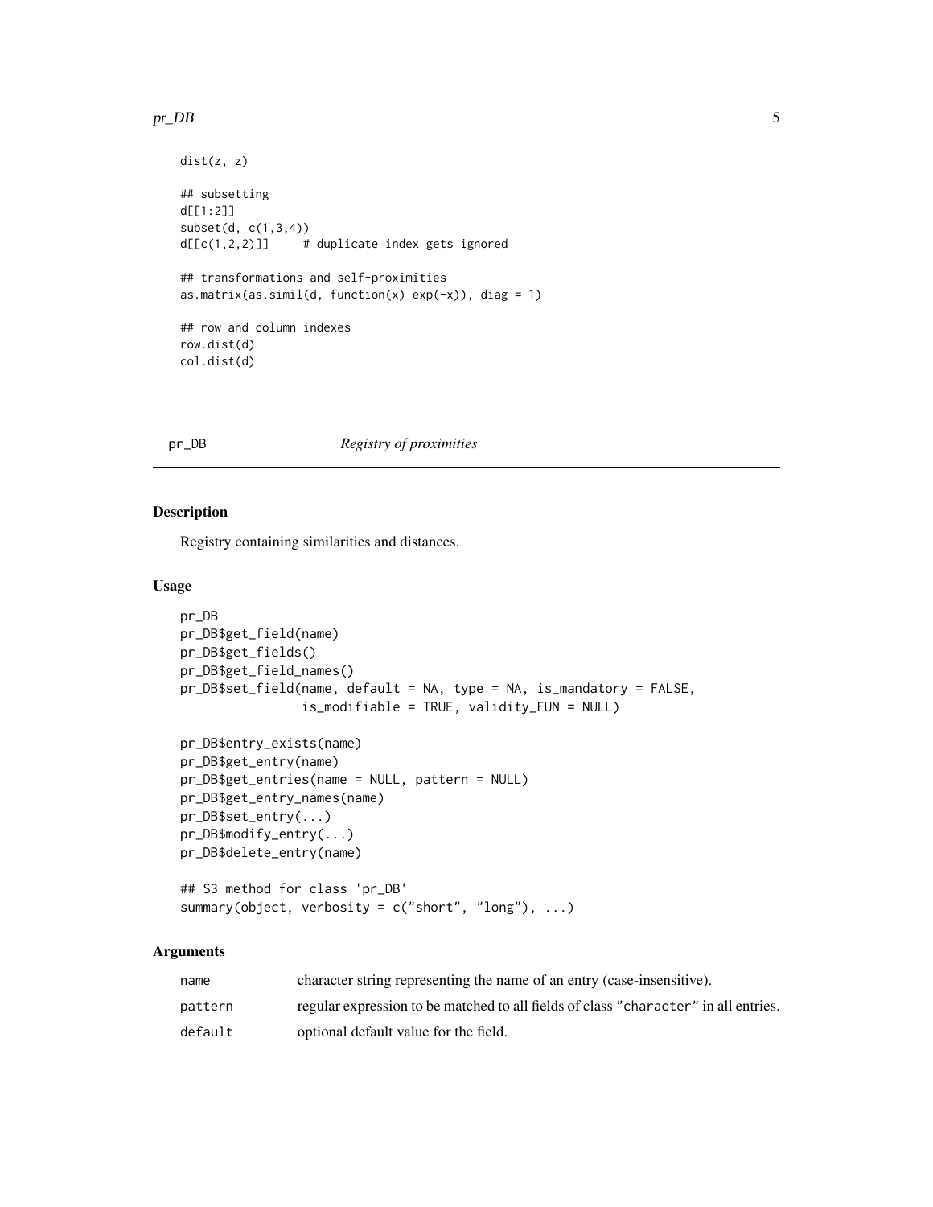```
dist(z, z)

## subsetting
d[[1:2]]
subset(d, c(1,3,4))
d[[c(1,2,2)]]     # duplicate index gets ignored

## transformations and self-proximities
as.matrix(as.simil(d, function(x) exp(-x)), diag = 1)

## row and column indexes
row.dist(d)
col.dist(d)
```

---

`pr_DB` *Registry of proximities*

---

### Description

Registry containing similarities and distances.

### Usage

```
pr_DB
pr_DB$get_field(name)
pr_DB$get_fields()
pr_DB$get_field_names()
pr_DB$set_field(name, default = NA, type = NA, is_mandatory = FALSE,
                is_modifiable = TRUE, validity_FUN = NULL)

pr_DB$entry_exists(name)
pr_DB$get_entry(name)
pr_DB$get_entries(name = NULL, pattern = NULL)
pr_DB$get_entry_names(name)
pr_DB$set_entry(...)
pr_DB$modify_entry(...)
pr_DB$delete_entry(name)

## S3 method for class 'pr_DB'
summary(object, verbosity = c("short", "long"), ...)
```

### Arguments

| | |
|---|---|
| `name` | character string representing the name of an entry (case-insensitive). |
| `pattern` | regular expression to be matched to all fields of class `"character"` in all entries. |
| `default` | optional default value for the field. |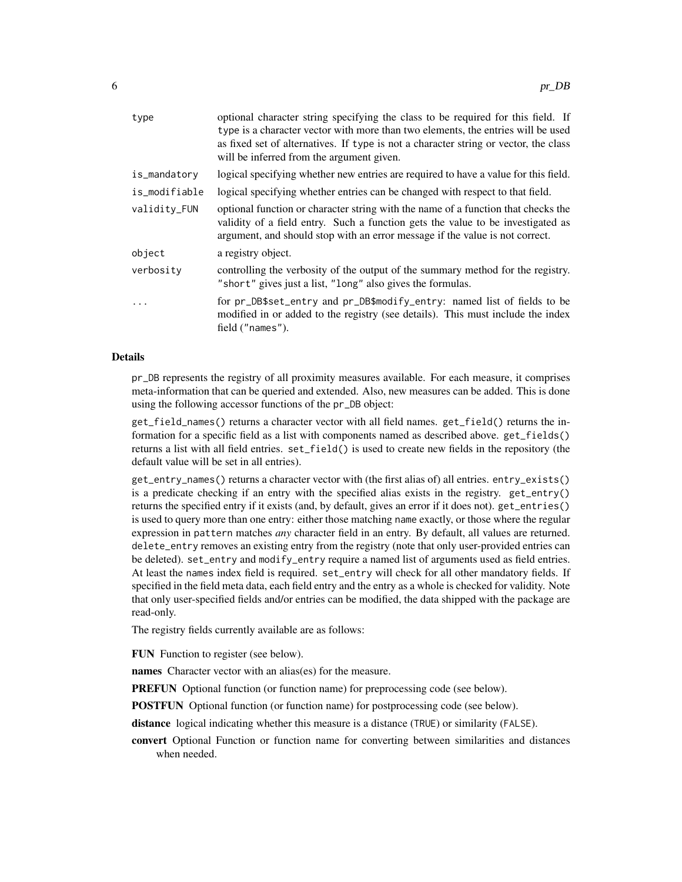| | |
|---|---|
| `type` | optional character string specifying the class to be required for this field. If `type` is a character vector with more than two elements, the entries will be used as fixed set of alternatives. If `type` is not a character string or vector, the class will be inferred from the argument given. |
| `is_mandatory` | logical specifying whether new entries are required to have a value for this field. |
| `is_modifiable` | logical specifying whether entries can be changed with respect to that field. |
| `validity_FUN` | optional function or character string with the name of a function that checks the validity of a field entry. Such a function gets the value to be investigated as argument, and should stop with an error message if the value is not correct. |
| `object` | a registry object. |
| `verbosity` | controlling the verbosity of the output of the summary method for the registry. `"short"` gives just a list, `"long"` also gives the formulas. |
| `...` | for `pr_DB$set_entry` and `pr_DB$modify_entry`: named list of fields to be modified in or added to the registry (see details). This must include the index field (`"names"`). |

## Details

`pr_DB` represents the registry of all proximity measures available. For each measure, it comprises meta-information that can be queried and extended. Also, new measures can be added. This is done using the following accessor functions of the `pr_DB` object:

`get_field_names()` returns a character vector with all field names. `get_field()` returns the information for a specific field as a list with components named as described above. `get_fields()` returns a list with all field entries. `set_field()` is used to create new fields in the repository (the default value will be set in all entries).

`get_entry_names()` returns a character vector with (the first alias of) all entries. `entry_exists()` is a predicate checking if an entry with the specified alias exists in the registry. `get_entry()` returns the specified entry if it exists (and, by default, gives an error if it does not). `get_entries()` is used to query more than one entry: either those matching `name` exactly, or those where the regular expression in `pattern` matches *any* character field in an entry. By default, all values are returned. `delete_entry` removes an existing entry from the registry (note that only user-provided entries can be deleted). `set_entry` and `modify_entry` require a named list of arguments used as field entries. At least the `names` index field is required. `set_entry` will check for all other mandatory fields. If specified in the field meta data, each field entry and the entry as a whole is checked for validity. Note that only user-specified fields and/or entries can be modified, the data shipped with the package are read-only.

The registry fields currently available are as follows:

**FUN** Function to register (see below).

**names** Character vector with an alias(es) for the measure.

**PREFUN** Optional function (or function name) for preprocessing code (see below).

**POSTFUN** Optional function (or function name) for postprocessing code (see below).

**distance** logical indicating whether this measure is a distance (`TRUE`) or similarity (`FALSE`).

**convert** Optional Function or function name for converting between similarities and distances when needed.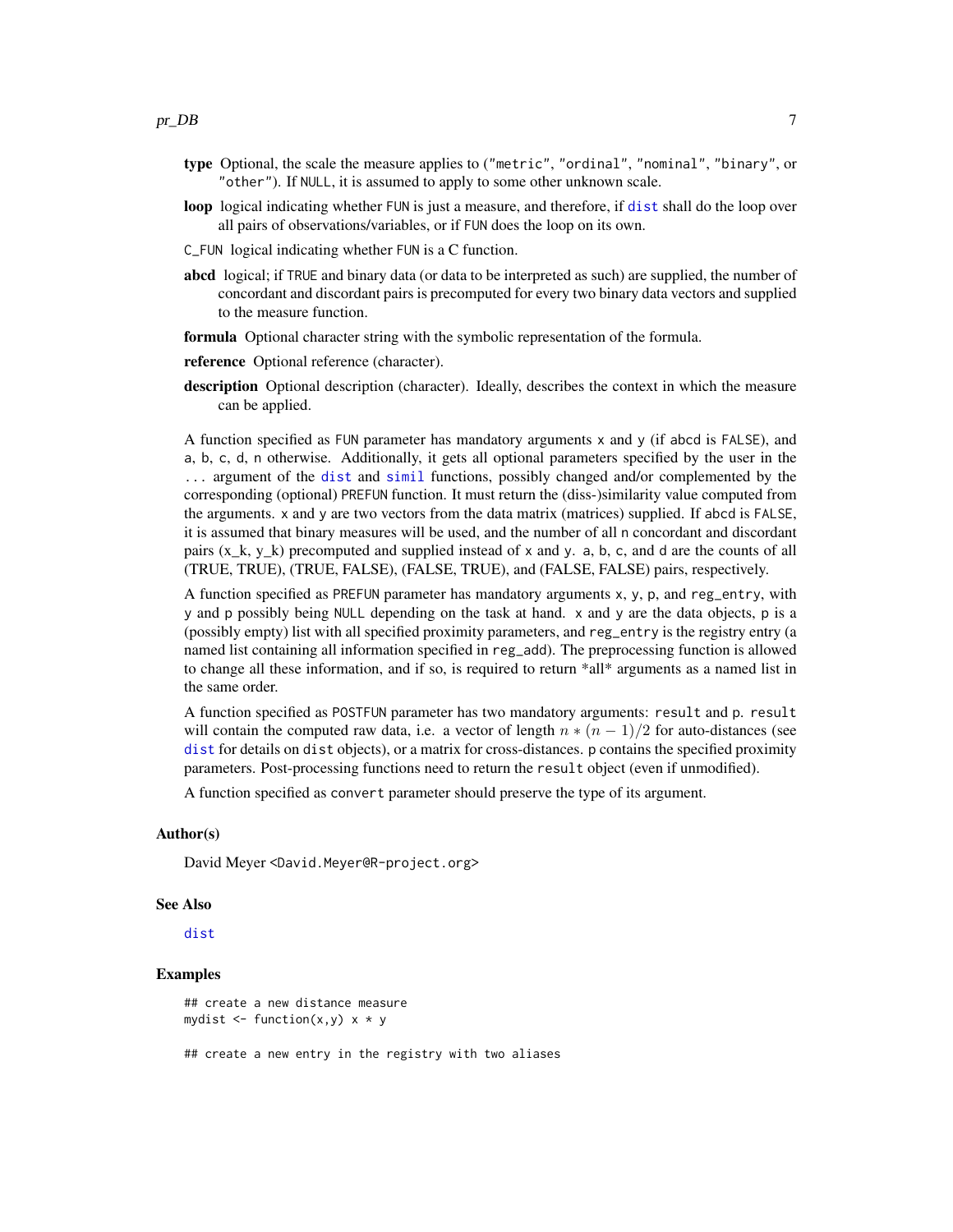**type** Optional, the scale the measure applies to ("metric", "ordinal", "nominal", "binary", or "other"). If NULL, it is assumed to apply to some other unknown scale.

**loop** logical indicating whether FUN is just a measure, and therefore, if dist shall do the loop over all pairs of observations/variables, or if FUN does the loop on its own.

C_FUN logical indicating whether FUN is a C function.

**abcd** logical; if TRUE and binary data (or data to be interpreted as such) are supplied, the number of concordant and discordant pairs is precomputed for every two binary data vectors and supplied to the measure function.

**formula** Optional character string with the symbolic representation of the formula.

**reference** Optional reference (character).

**description** Optional description (character). Ideally, describes the context in which the measure can be applied.

A function specified as FUN parameter has mandatory arguments x and y (if abcd is FALSE), and a, b, c, d, n otherwise. Additionally, it gets all optional parameters specified by the user in the ... argument of the dist and simil functions, possibly changed and/or complemented by the corresponding (optional) PREFUN function. It must return the (diss-)similarity value computed from the arguments. x and y are two vectors from the data matrix (matrices) supplied. If abcd is FALSE, it is assumed that binary measures will be used, and the number of all n concordant and discordant pairs (x_k, y_k) precomputed and supplied instead of x and y. a, b, c, and d are the counts of all (TRUE, TRUE), (TRUE, FALSE), (FALSE, TRUE), and (FALSE, FALSE) pairs, respectively.

A function specified as PREFUN parameter has mandatory arguments x, y, p, and reg_entry, with y and p possibly being NULL depending on the task at hand. x and y are the data objects, p is a (possibly empty) list with all specified proximity parameters, and reg_entry is the registry entry (a named list containing all information specified in reg_add). The preprocessing function is allowed to change all these information, and if so, is required to return *all* arguments as a named list in the same order.

A function specified as POSTFUN parameter has two mandatory arguments: result and p. result will contain the computed raw data, i.e. a vector of length $n * (n - 1)/2$ for auto-distances (see dist for details on dist objects), or a matrix for cross-distances. p contains the specified proximity parameters. Post-processing functions need to return the result object (even if unmodified).

A function specified as convert parameter should preserve the type of its argument.

## Author(s)

David Meyer <David.Meyer@R-project.org>

## See Also

dist

## Examples

```
## create a new distance measure
mydist <- function(x,y) x * y

## create a new entry in the registry with two aliases
```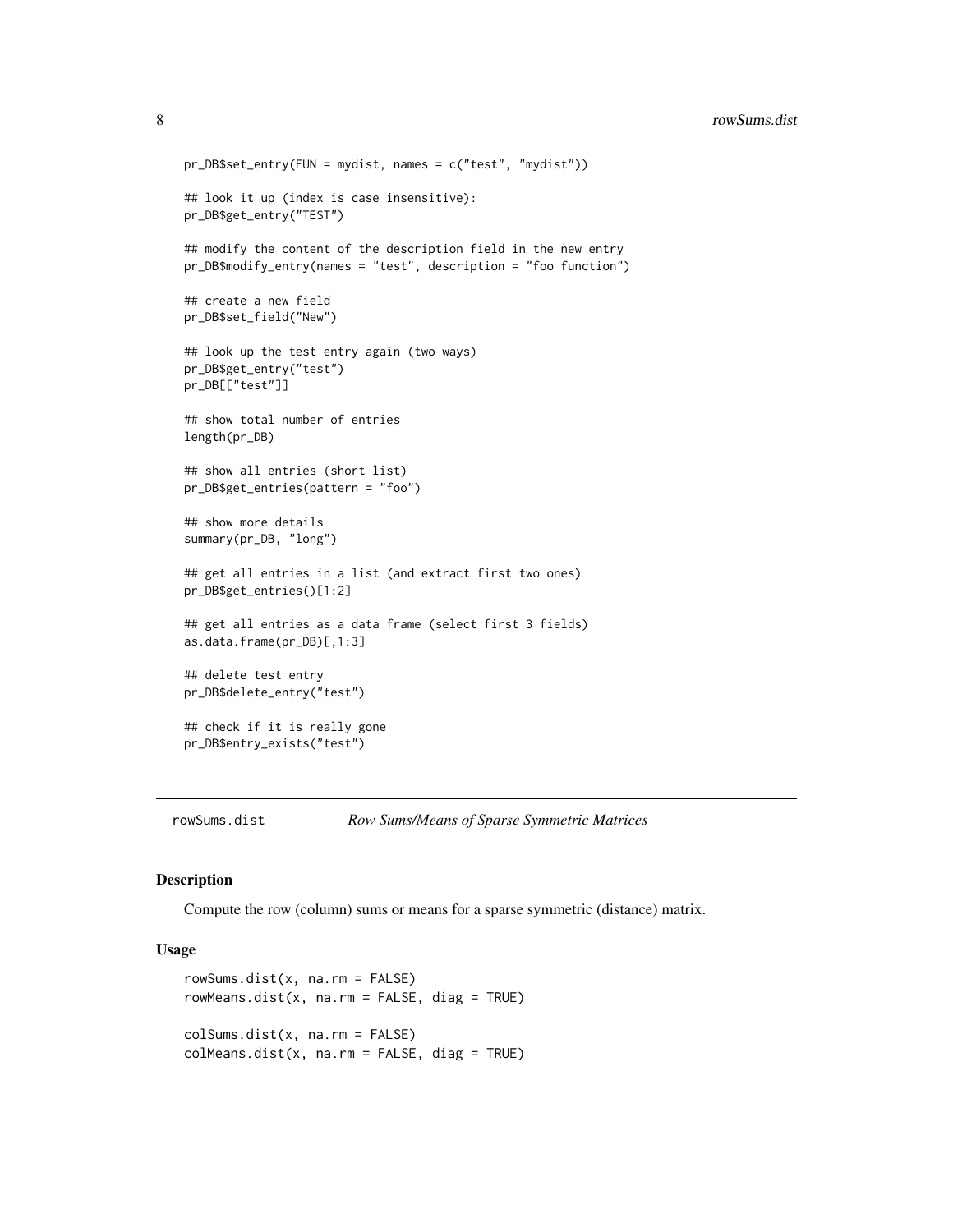```
pr_DB$set_entry(FUN = mydist, names = c("test", "mydist"))

## look it up (index is case insensitive):
pr_DB$get_entry("TEST")

## modify the content of the description field in the new entry
pr_DB$modify_entry(names = "test", description = "foo function")

## create a new field
pr_DB$set_field("New")

## look up the test entry again (two ways)
pr_DB$get_entry("test")
pr_DB[["test"]]

## show total number of entries
length(pr_DB)

## show all entries (short list)
pr_DB$get_entries(pattern = "foo")

## show more details
summary(pr_DB, "long")

## get all entries in a list (and extract first two ones)
pr_DB$get_entries()[1:2]

## get all entries as a data frame (select first 3 fields)
as.data.frame(pr_DB)[,1:3]

## delete test entry
pr_DB$delete_entry("test")

## check if it is really gone
pr_DB$entry_exists("test")
```

---

## rowSums.dist    *Row Sums/Means of Sparse Symmetric Matrices*

### Description

Compute the row (column) sums or means for a sparse symmetric (distance) matrix.

### Usage

```
rowSums.dist(x, na.rm = FALSE)
rowMeans.dist(x, na.rm = FALSE, diag = TRUE)

colSums.dist(x, na.rm = FALSE)
colMeans.dist(x, na.rm = FALSE, diag = TRUE)
```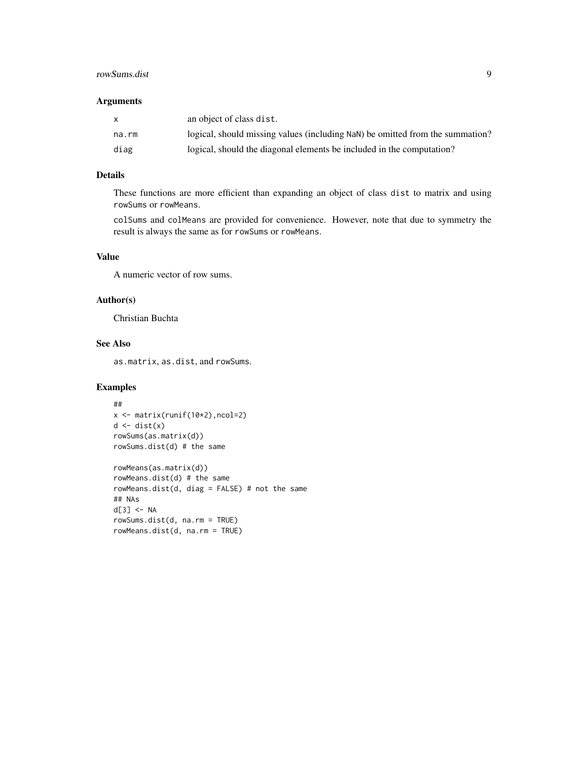### Arguments

| | |
|---|---|
| x | an object of class dist. |
| na.rm | logical, should missing values (including NaN) be omitted from the summation? |
| diag | logical, should the diagonal elements be included in the computation? |

### Details

These functions are more efficient than expanding an object of class dist to matrix and using rowSums or rowMeans.

colSums and colMeans are provided for convenience. However, note that due to symmetry the result is always the same as for rowSums or rowMeans.

### Value

A numeric vector of row sums.

### Author(s)

Christian Buchta

### See Also

as.matrix, as.dist, and rowSums.

### Examples

```
##
x <- matrix(runif(10*2),ncol=2)
d <- dist(x)
rowSums(as.matrix(d))
rowSums.dist(d) # the same

rowMeans(as.matrix(d))
rowMeans.dist(d) # the same
rowMeans.dist(d, diag = FALSE) # not the same
## NAs
d[3] <- NA
rowSums.dist(d, na.rm = TRUE)
rowMeans.dist(d, na.rm = TRUE)
```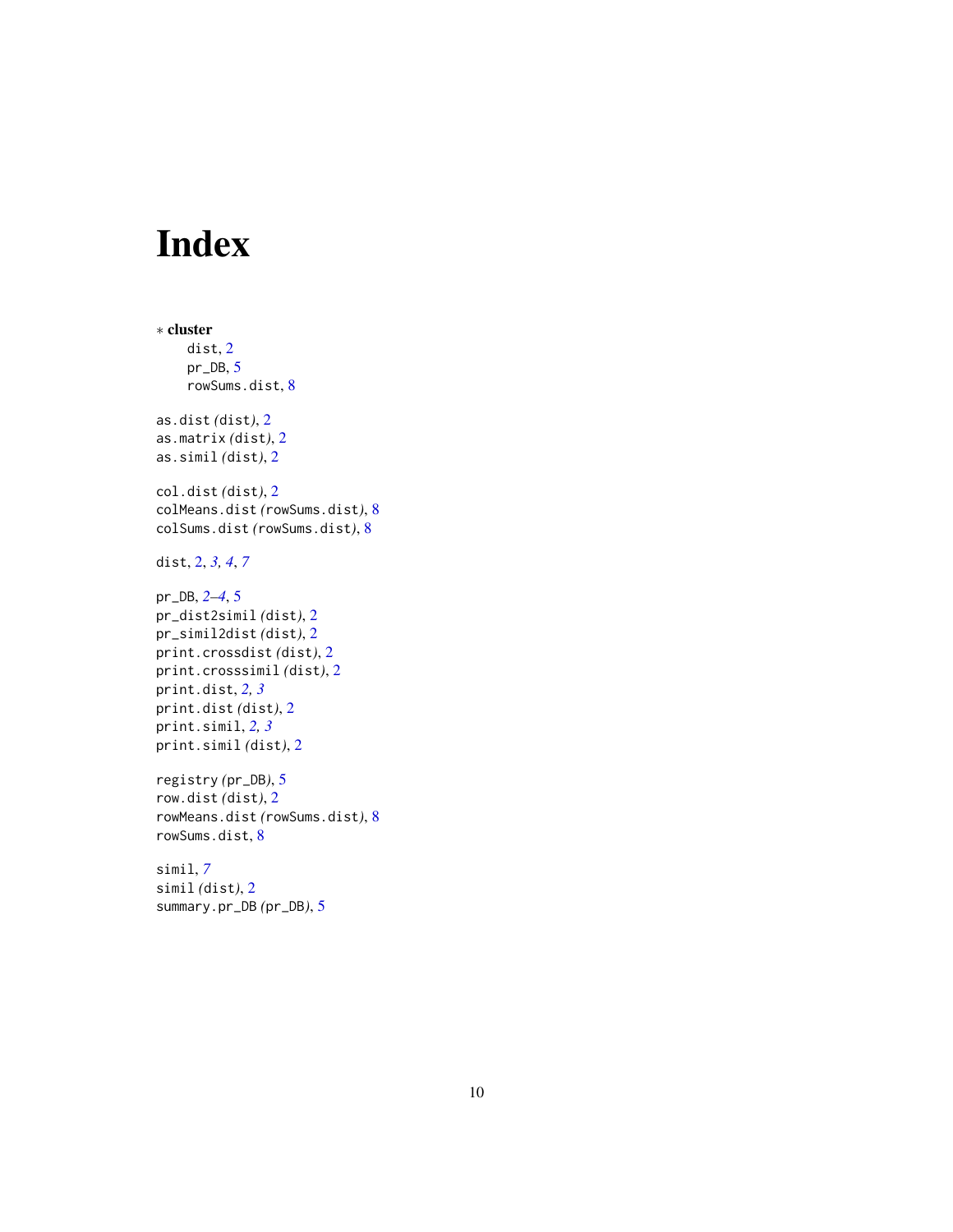# Index

∗ **cluster**
    dist, 2
    pr_DB, 5
    rowSums.dist, 8

as.dist *(*dist*)*, 2
as.matrix *(*dist*)*, 2
as.simil *(*dist*)*, 2

col.dist *(*dist*)*, 2
colMeans.dist *(*rowSums.dist*)*, 8
colSums.dist *(*rowSums.dist*)*, 8

dist, 2, *3, 4*, *7*

pr_DB, *2–4*, 5
pr_dist2simil *(*dist*)*, 2
pr_simil2dist *(*dist*)*, 2
print.crossdist *(*dist*)*, 2
print.crosssimil *(*dist*)*, 2
print.dist, *2, 3*
print.dist *(*dist*)*, 2
print.simil, *2, 3*
print.simil *(*dist*)*, 2

registry *(*pr_DB*)*, 5
row.dist *(*dist*)*, 2
rowMeans.dist *(*rowSums.dist*)*, 8
rowSums.dist, 8

simil, *7*
simil *(*dist*)*, 2
summary.pr_DB *(*pr_DB*)*, 5